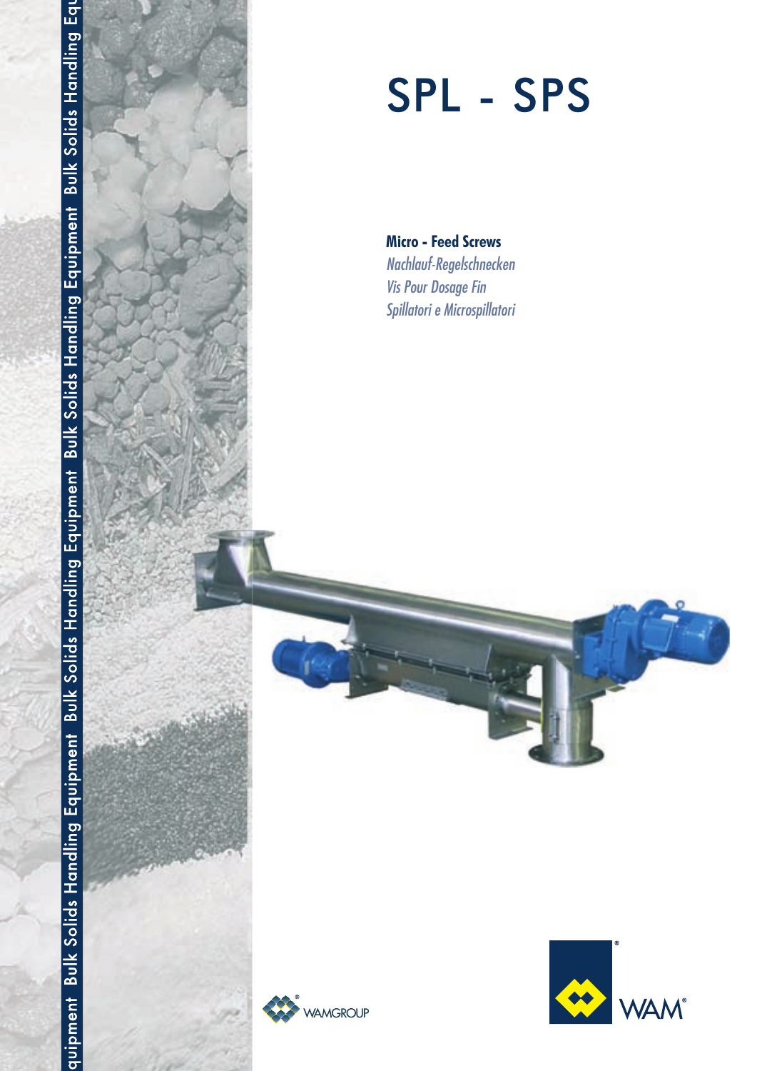# SPL - SPS

**Micro - Feed Screws**

*Nachlauf-Regelschnecken*

*Vis Pour Dosage Fin*

*Spillatori e Microspillatori*

Bulk Solids Handling Equipment

WAMGROUP

WAM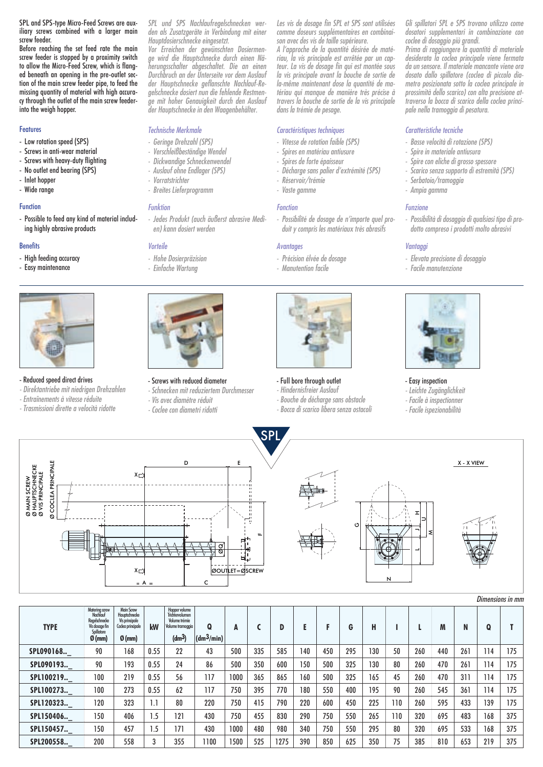SPL and SPS-type Micro-Feed Screws are auxiliary screws combined with a larger main screw feeder.

Before reaching the set feed rate the main screw feeder is stopped by a proximity switch to allow the Micro-Feed Screw, which is flanged beneath an opening in the pre-outlet section of the main screw feeder pipe, to feed the missing quantity of material with high accuracy through the outlet of the main screw feeder into the weigh hopper.

### Features

- Low rotation speed (SPS)
- Screws in anti-wear material
- Screws with heavy-duty flighting
- No outlet end bearing (SPS)
- Inlet hopper
- Wide range

### Function

- Possible to feed any kind of material including highly abrasive products

### Benefits

- High feeding accuracy
- Easy maintenance

*SPL und SPS Nachlaufregelschnecken werden als Zusatzgeräte in Verbindung mit einer Hauptdosierschnecke eingesetzt.*

*Vor Erreichen der gewünschten Dosiermenge wird die Hauptschnecke durch einen Näherungsschalter abgeschaltet. Die an einen Durchbruch an der Unterseite vor dem Auslauf der Hauptschnecke geflanschte Nachlauf-Regelschnecke dosiert nun die fehlende Restmenge mit hoher Genauigkeit durch den Auslauf der Hauptschnecke in den Waagenbehälter.*

### *Technische Merkmale*

- *Geringe Drehzahl (SPS)*
- *Verschleißbeständige Wendel*
- *Dickwandige Schneckenwendel*
- *Auslauf ohne Endlager (SPS)*
- *Vorratstrichter*
- *Breites Lieferprogramm*

### *Funktion*

- *Jedes Produkt (auch äußerst abrasive Medien) kann dosiert werden*

### *Vorteile*

- *Hohe Dosierpräzision*
- *Einfache Wartung*

*Les vis de dosage fin SPL et SPS sont utilisées comme doseurs supplémentaires en combinaison avec des vis de taille supérieure.*

*A l'approche de la quantité désirée de matériau, la vis principale est arrêtée par un capteur. La vis de dosage fin qui est montée sous la vis principale avant la bouche de sortie de la-même maintenant dose la quantité de matériau qui manque de manière très précise à travers la bouche de sortie de la vis principale dans la trémie de pesage.*

### *Caractéristiques techniques*

- *Vitesse de rotation faible (SPS)*
- *Spires en matériau antiusure*
- *Spires de forte épaisseur*
- *Décharge sans palier d'extrémité (SPS)*
- *Réservoir/trémie*
- *Vaste gamme*

### *Fonction*

- *Possibilité de dosage de n'importe quel produit y compris les matériaux très abrasifs*

### *Avantages*

- *Précision élevée de dosage*
- *Manutention facile*

*Gli spillatori SPL e SPS trovano utilizzo come dosatori supplementari in combinazione con coclee di dosaggio più grandi.*

*Prima di raggiungere la quantità di materiale desiderata la coclea principale viene fermata da un sensore. Il materiale mancante viene ora dosato dallo spillatore (coclea di piccolo diametro posizionata sotto la coclea principale in prossimità dello scarico) con alta precisione attraverso la bocca di scarico della coclea principale nella tramoggia di pesatura.*

### *Caratteristiche tecniche*

- *Basse velocità di rotazione (SPS)*
- *Spire in materiale antiusura*
- *Spire con eliche di grosso spessore*
- *Scarico senza supporto di estremità (SPS)*
- *Serbatoio/tramoggia*
- *Ampia gamma*

### *Funzione*

- *Possibilità di dosaggio di qualsiasi tipo di prodotto compreso i prodotti molto abrasivi*

### *Vantaggi*

- *Elevata precisione di dosaggio*
- *Facile manutenzione*

- Reduced speed direct drives
- *Direktantriebe mit niedrigen Drehzahlen*
- *Entraînements à vitesse réduite*
- *Trasmissioni dirette a velocità ridotte*

- Screws with reduced diameter
- *Schnecken mit reduziertem Durchmesser*
- *Vis avec diamètre réduit*
- *Coclee con diametri ridotti*

- Full bore through outlet
- *Hindernisfreier Auslauf*
- *Bouche de décharge sans obstacle*
- *Bocca di scarico libera senza ostacoli*

- Easy inspection
- *Leichte Zugänglichkeit*
- *Facile à inspectionner*
- *Facile ispezionabilità*

## SPL

*Dimensions in mm*

| TYPE | Metering screw / Nachlauf Regelschnecke / Vis dosage fin / Spillatore Ø (mm) | Main Screw / Hauptschnecke / Vis principale / Coclea principale Ø (mm) | kW | Hopper volume / Trichtervolumen / Volume trémie / Volume tramoggia (dm³) | Q (dm³/min) | A | C | D | E | F | G | H | I | L | M | N | Q | T |
|---|---|---|---|---|---|---|---|---|---|---|---|---|---|---|---|---|---|---|
| SPL090168.._ | 90 | 168 | 0.55 | 22 | 43 | 500 | 335 | 585 | 140 | 450 | 295 | 130 | 50 | 260 | 440 | 261 | 114 | 175 |
| SPL090193.._ | 90 | 193 | 0.55 | 24 | 86 | 500 | 350 | 600 | 150 | 500 | 325 | 130 | 80 | 260 | 470 | 261 | 114 | 175 |
| SPL100219.._ | 100 | 219 | 0.55 | 56 | 117 | 1000 | 365 | 865 | 160 | 500 | 325 | 165 | 45 | 260 | 470 | 311 | 114 | 175 |
| SPL100273.._ | 100 | 273 | 0.55 | 62 | 117 | 750 | 395 | 770 | 180 | 550 | 400 | 195 | 90 | 260 | 545 | 361 | 114 | 175 |
| SPL120323.._ | 120 | 323 | 1.1 | 80 | 220 | 750 | 415 | 790 | 220 | 600 | 450 | 225 | 110 | 260 | 595 | 433 | 139 | 175 |
| SPL150406.._ | 150 | 406 | 1.5 | 121 | 430 | 750 | 455 | 830 | 290 | 750 | 550 | 265 | 110 | 320 | 695 | 483 | 168 | 375 |
| SPL150457.._ | 150 | 457 | 1.5 | 171 | 430 | 1000 | 480 | 980 | 340 | 750 | 550 | 295 | 80 | 320 | 695 | 533 | 168 | 375 |
| SPL200558.._ | 200 | 558 | 3 | 355 | 1100 | 1500 | 525 | 1275 | 390 | 850 | 625 | 350 | 75 | 385 | 810 | 653 | 219 | 375 |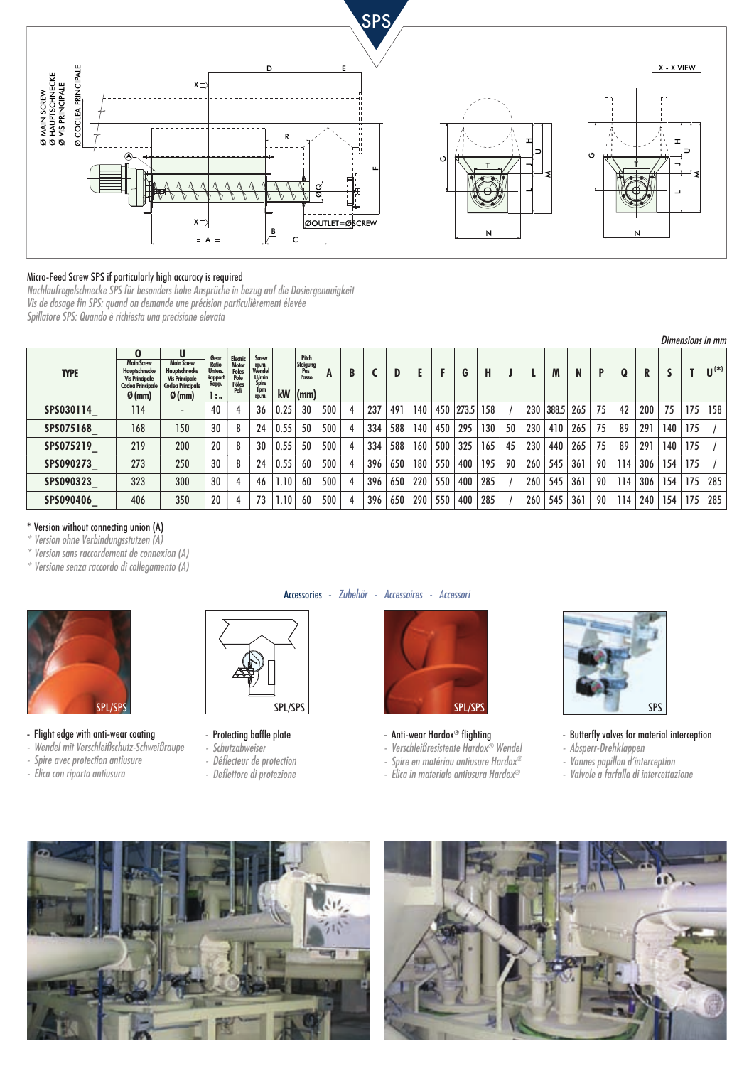# SPS

Micro-Feed Screw SPS if particularly high accuracy is required

*Nachlaufregelschnecke SPS für besonders hohe Ansprüche in bezug auf die Dosiergenauigkeit*

*Vis de dosage fin SPS: quand on demande une précision particulièrement élevée*

*Spillatore SPS: Quando è richiesta una precisione elevata*

*Dimensions in mm*

| TYPE | O Main Screw Hauptschnecke Vis Principale Coclea Principale Ø (mm) | U Main Screw Hauptschnecke Vis Principale Coclea Principale Ø (mm) | Gear Ratio Unters. Rapport Rapp. 1 : .. | Electric Motor Poles Pole Pôles Poli | Screw r.p.m. Wendel U/min Spire Tpm r.p.m. | kW | Pitch Steigung Pas Passo (mm) | A | B | C | D | E | F | G | H | J | L | M | N | P | Q | R | S | T | U (*) |
|---|---|---|---|---|---|---|---|---|---|---|---|---|---|---|---|---|---|---|---|---|---|---|---|---|---|
| SPS030114_ | 114 | - | 40 | 4 | 36 | 0.25 | 30 | 500 | 4 | 237 | 491 | 140 | 450 | 273.5 | 158 | / | 230 | 388.5 | 265 | 75 | 42 | 200 | 75 | 175 | 158 |
| SPS075168_ | 168 | 150 | 30 | 8 | 24 | 0.55 | 50 | 500 | 4 | 334 | 588 | 140 | 450 | 295 | 130 | 50 | 230 | 410 | 265 | 75 | 89 | 291 | 140 | 175 | / |
| SPS075219_ | 219 | 200 | 20 | 8 | 30 | 0.55 | 50 | 500 | 4 | 334 | 588 | 160 | 500 | 325 | 165 | 45 | 230 | 440 | 265 | 75 | 89 | 291 | 140 | 175 | / |
| SPS090273_ | 273 | 250 | 30 | 8 | 24 | 0.55 | 60 | 500 | 4 | 396 | 650 | 180 | 550 | 400 | 195 | 90 | 260 | 545 | 361 | 90 | 114 | 306 | 154 | 175 | / |
| SPS090323_ | 323 | 300 | 30 | 4 | 46 | 1.10 | 60 | 500 | 4 | 396 | 650 | 220 | 550 | 400 | 285 | / | 260 | 545 | 361 | 90 | 114 | 306 | 154 | 175 | 285 |
| SPS090406_ | 406 | 350 | 20 | 4 | 73 | 1.10 | 60 | 500 | 4 | 396 | 650 | 290 | 550 | 400 | 285 | / | 260 | 545 | 361 | 90 | 114 | 240 | 154 | 175 | 285 |

\* Version without connecting union (A)

*\* Version ohne Verbindungsstutzen (A)*

*\* Version sans raccordement de connexion (A)*

*\* Versione senza raccordo di collegamento (A)*

## Accessories - *Zubehör - Accessoires - Accessori*

SPL/SPS

- Flight edge with anti-wear coating
- *Wendel mit Verschleißschutz-Schweißraupe*
- *Spire avec protection antiusure*
- *Elica con riporto antiusura*

SPL/SPS

- Protecting baffle plate
- *Schutzabweiser*
- *Déflecteur de protection*
- *Deflettore di protezione*

SPL/SPS

- Anti-wear Hardox® flighting
- *Verschleißresistente Hardox® Wendel*
- *Spire en matériau antiusure Hardox®*
- *Elica in materiale antiusura Hardox®*

SPS

- Butterfly valves for material interception
- *Absperr-Drehklappen*
- *Vannes papillon d'interception*
- *Valvole a farfalla di intercettazione*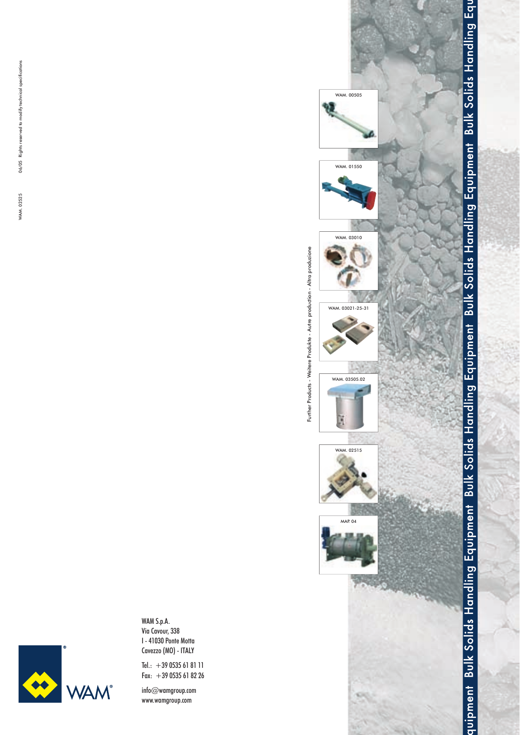WAM. 02525 06/05 Rights reserved to modify technical specifications

Further Products - Weitere Produkte - Autre production - Altra produzione

WAM. 00505

WAM. 01550

WAM. 03010

WAM. 03021-25-31

WAM. 03505.02

WAM. 02515

MAP. 04

Bulk Solids Handling Equipment Bulk Solids Handling Equipment Bulk Solids Handling Equipment Bulk Solids Handling Equipment

WAM S.p.A.
Via Cavour, 338
I - 41030 Ponte Motta
Cavezzo (MO) - ITALY

Tel.: +39 0535 61 81 11
Fax: +39 0535 61 82 26

info@wamgroup.com
www.wamgroup.com